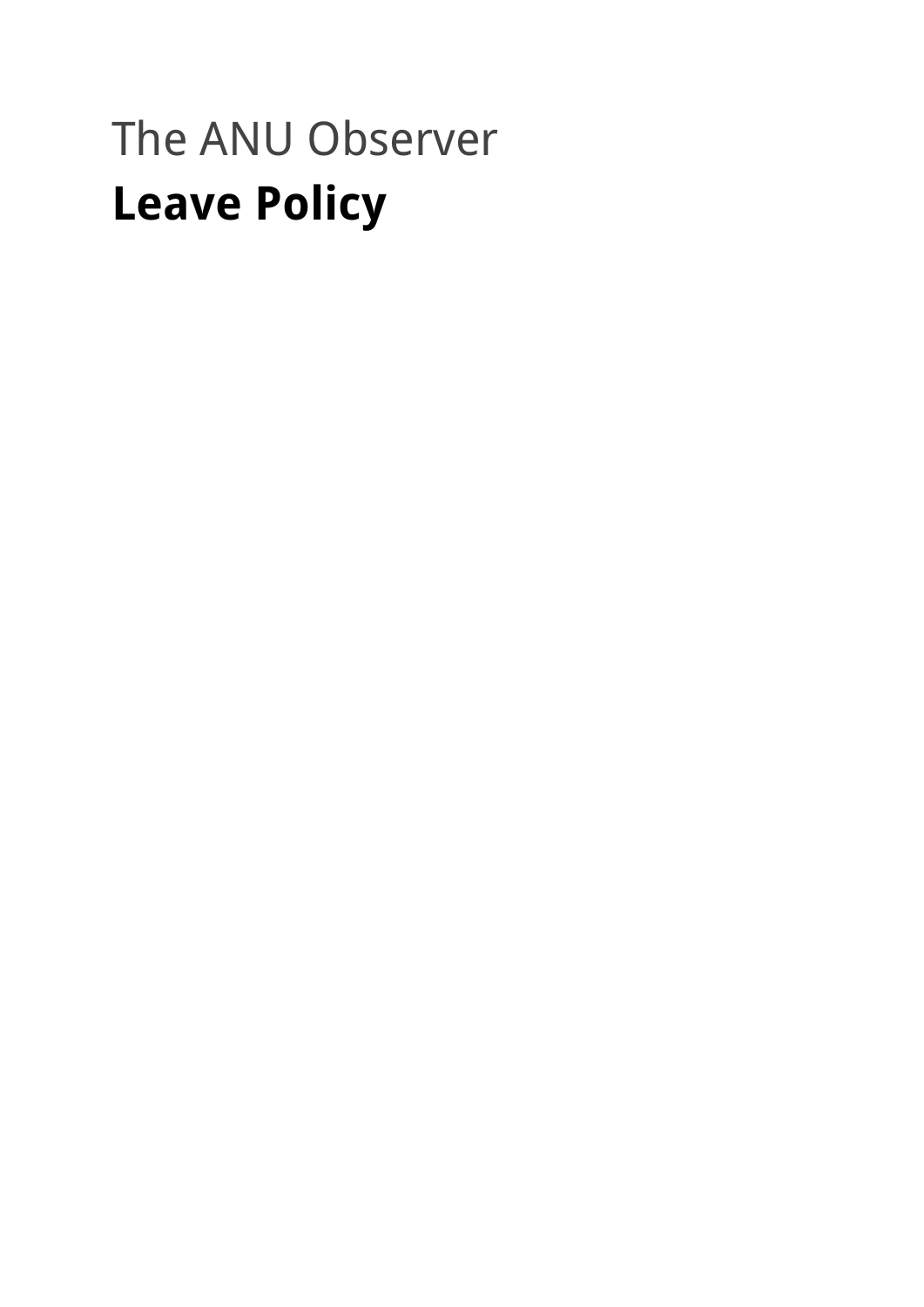The ANU Observer

# Leave Policy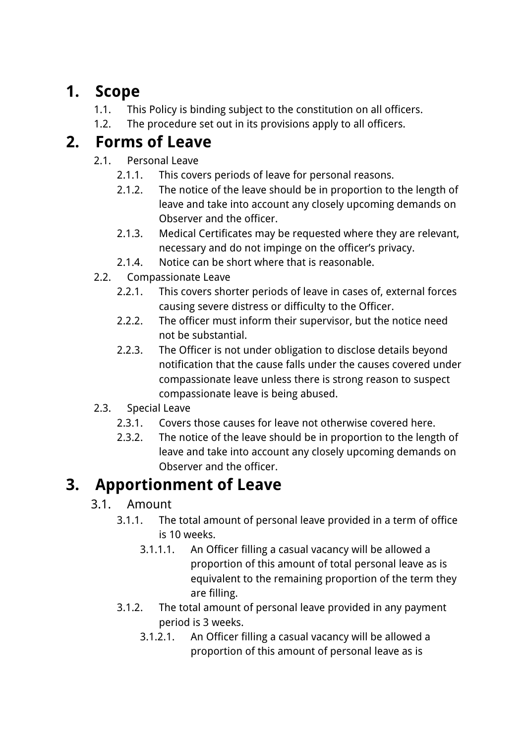# 1. Scope

1.1. This Policy is binding subject to the constitution on all officers.

1.2. The procedure set out in its provisions apply to all officers.

# 2. Forms of Leave

2.1. Personal Leave

2.1.1. This covers periods of leave for personal reasons.

2.1.2. The notice of the leave should be in proportion to the length of leave and take into account any closely upcoming demands on Observer and the officer.

2.1.3. Medical Certificates may be requested where they are relevant, necessary and do not impinge on the officer's privacy.

2.1.4. Notice can be short where that is reasonable.

2.2. Compassionate Leave

2.2.1. This covers shorter periods of leave in cases of, external forces causing severe distress or difficulty to the Officer.

2.2.2. The officer must inform their supervisor, but the notice need not be substantial.

2.2.3. The Officer is not under obligation to disclose details beyond notification that the cause falls under the causes covered under compassionate leave unless there is strong reason to suspect compassionate leave is being abused.

2.3. Special Leave

2.3.1. Covers those causes for leave not otherwise covered here.

2.3.2. The notice of the leave should be in proportion to the length of leave and take into account any closely upcoming demands on Observer and the officer.

# 3. Apportionment of Leave

3.1. Amount

3.1.1. The total amount of personal leave provided in a term of office is 10 weeks.

3.1.1.1. An Officer filling a casual vacancy will be allowed a proportion of this amount of total personal leave as is equivalent to the remaining proportion of the term they are filling.

3.1.2. The total amount of personal leave provided in any payment period is 3 weeks.

3.1.2.1. An Officer filling a casual vacancy will be allowed a proportion of this amount of personal leave as is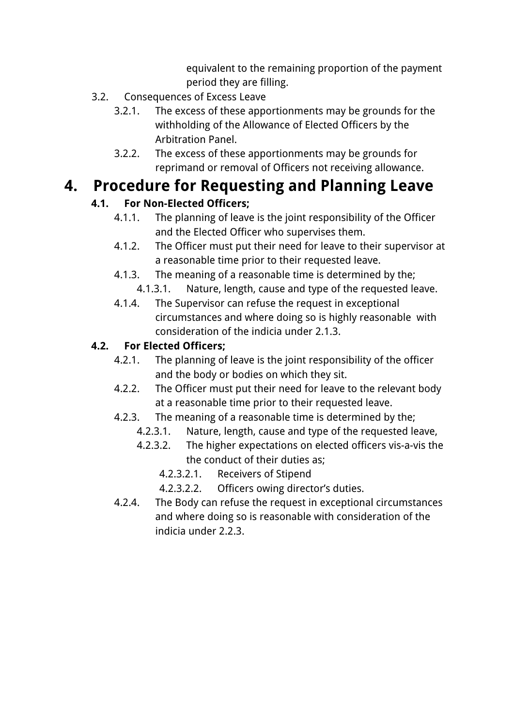equivalent to the remaining proportion of the payment period they are filling.

3.2. Consequences of Excess Leave

3.2.1. The excess of these apportionments may be grounds for the withholding of the Allowance of Elected Officers by the Arbitration Panel.

3.2.2. The excess of these apportionments may be grounds for reprimand or removal of Officers not receiving allowance.

# 4. Procedure for Requesting and Planning Leave

**4.1. For Non-Elected Officers;**

4.1.1. The planning of leave is the joint responsibility of the Officer and the Elected Officer who supervises them.

4.1.2. The Officer must put their need for leave to their supervisor at a reasonable time prior to their requested leave.

4.1.3. The meaning of a reasonable time is determined by the;

4.1.3.1. Nature, length, cause and type of the requested leave.

4.1.4. The Supervisor can refuse the request in exceptional circumstances and where doing so is highly reasonable with consideration of the indicia under 2.1.3.

**4.2. For Elected Officers;**

4.2.1. The planning of leave is the joint responsibility of the officer and the body or bodies on which they sit.

4.2.2. The Officer must put their need for leave to the relevant body at a reasonable time prior to their requested leave.

4.2.3. The meaning of a reasonable time is determined by the;

4.2.3.1. Nature, length, cause and type of the requested leave,

4.2.3.2. The higher expectations on elected officers vis-a-vis the the conduct of their duties as;

4.2.3.2.1. Receivers of Stipend

4.2.3.2.2. Officers owing director's duties.

4.2.4. The Body can refuse the request in exceptional circumstances and where doing so is reasonable with consideration of the indicia under 2.2.3.